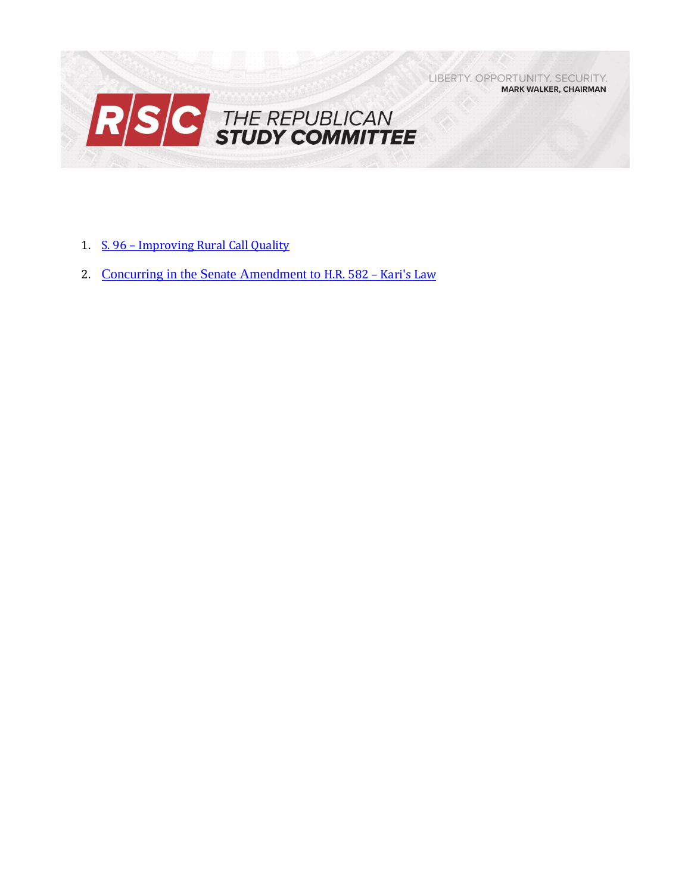LIBERTY. OPPORTUNITY. SECURITY.
**MARK WALKER, CHAIRMAN**

# RSC THE REPUBLICAN STUDY COMMITTEE

1. S. 96 – Improving Rural Call Quality
2. Concurring in the Senate Amendment to H.R. 582 – Kari's Law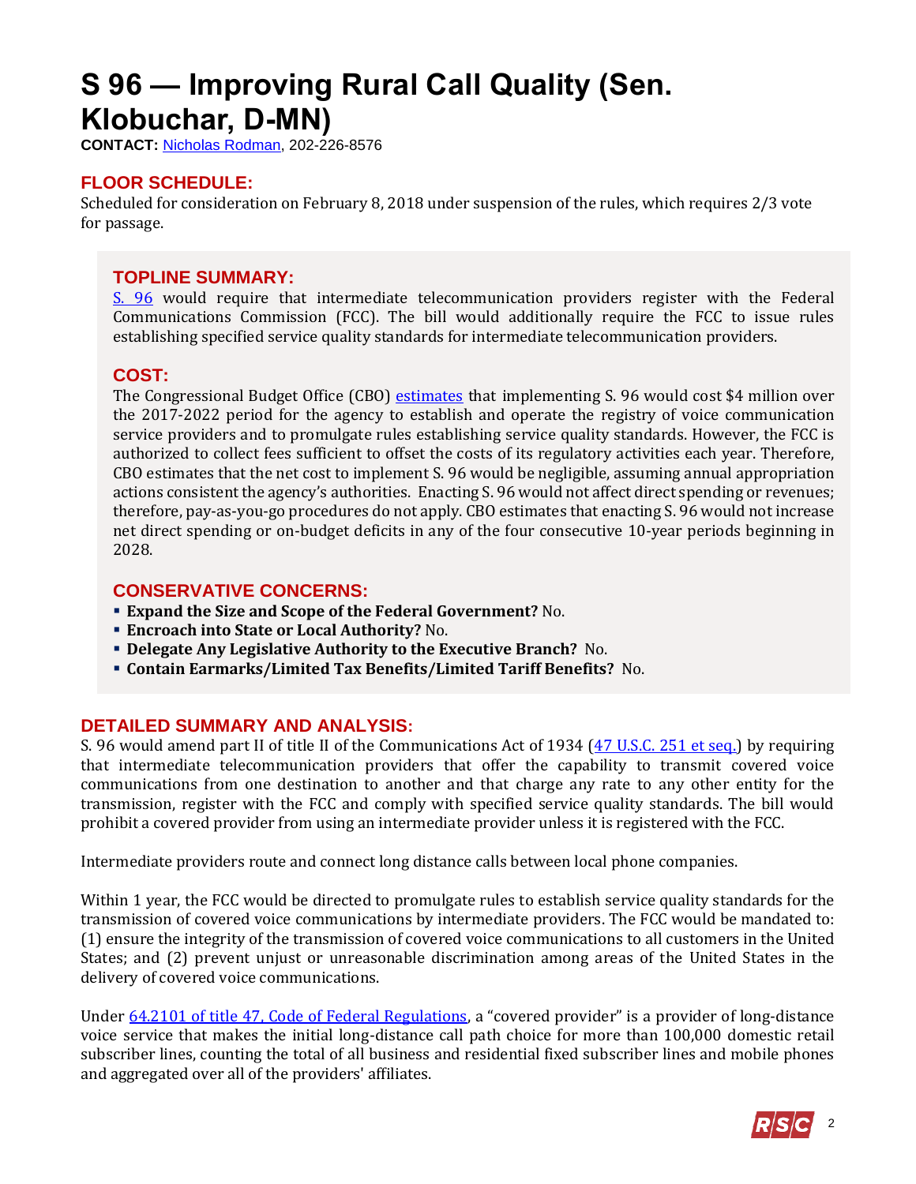# S 96 — Improving Rural Call Quality (Sen. Klobuchar, D-MN)

**CONTACT:** Nicholas Rodman, 202-226-8576

## FLOOR SCHEDULE:

Scheduled for consideration on February 8, 2018 under suspension of the rules, which requires 2/3 vote for passage.

## TOPLINE SUMMARY:

S. 96 would require that intermediate telecommunication providers register with the Federal Communications Commission (FCC). The bill would additionally require the FCC to issue rules establishing specified service quality standards for intermediate telecommunication providers.

## COST:

The Congressional Budget Office (CBO) estimates that implementing S. 96 would cost $4 million over the 2017-2022 period for the agency to establish and operate the registry of voice communication service providers and to promulgate rules establishing service quality standards. However, the FCC is authorized to collect fees sufficient to offset the costs of its regulatory activities each year. Therefore, CBO estimates that the net cost to implement S. 96 would be negligible, assuming annual appropriation actions consistent the agency's authorities. Enacting S. 96 would not affect direct spending or revenues; therefore, pay-as-you-go procedures do not apply. CBO estimates that enacting S. 96 would not increase net direct spending or on-budget deficits in any of the four consecutive 10-year periods beginning in 2028.

## CONSERVATIVE CONCERNS:

- **Expand the Size and Scope of the Federal Government?** No.
- **Encroach into State or Local Authority?** No.
- **Delegate Any Legislative Authority to the Executive Branch?** No.
- **Contain Earmarks/Limited Tax Benefits/Limited Tariff Benefits?** No.

## DETAILED SUMMARY AND ANALYSIS:

S. 96 would amend part II of title II of the Communications Act of 1934 (47 U.S.C. 251 et seq.) by requiring that intermediate telecommunication providers that offer the capability to transmit covered voice communications from one destination to another and that charge any rate to any other entity for the transmission, register with the FCC and comply with specified service quality standards. The bill would prohibit a covered provider from using an intermediate provider unless it is registered with the FCC.

Intermediate providers route and connect long distance calls between local phone companies.

Within 1 year, the FCC would be directed to promulgate rules to establish service quality standards for the transmission of covered voice communications by intermediate providers. The FCC would be mandated to: (1) ensure the integrity of the transmission of covered voice communications to all customers in the United States; and (2) prevent unjust or unreasonable discrimination among areas of the United States in the delivery of covered voice communications.

Under 64.2101 of title 47, Code of Federal Regulations, a "covered provider" is a provider of long-distance voice service that makes the initial long-distance call path choice for more than 100,000 domestic retail subscriber lines, counting the total of all business and residential fixed subscriber lines and mobile phones and aggregated over all of the providers' affiliates.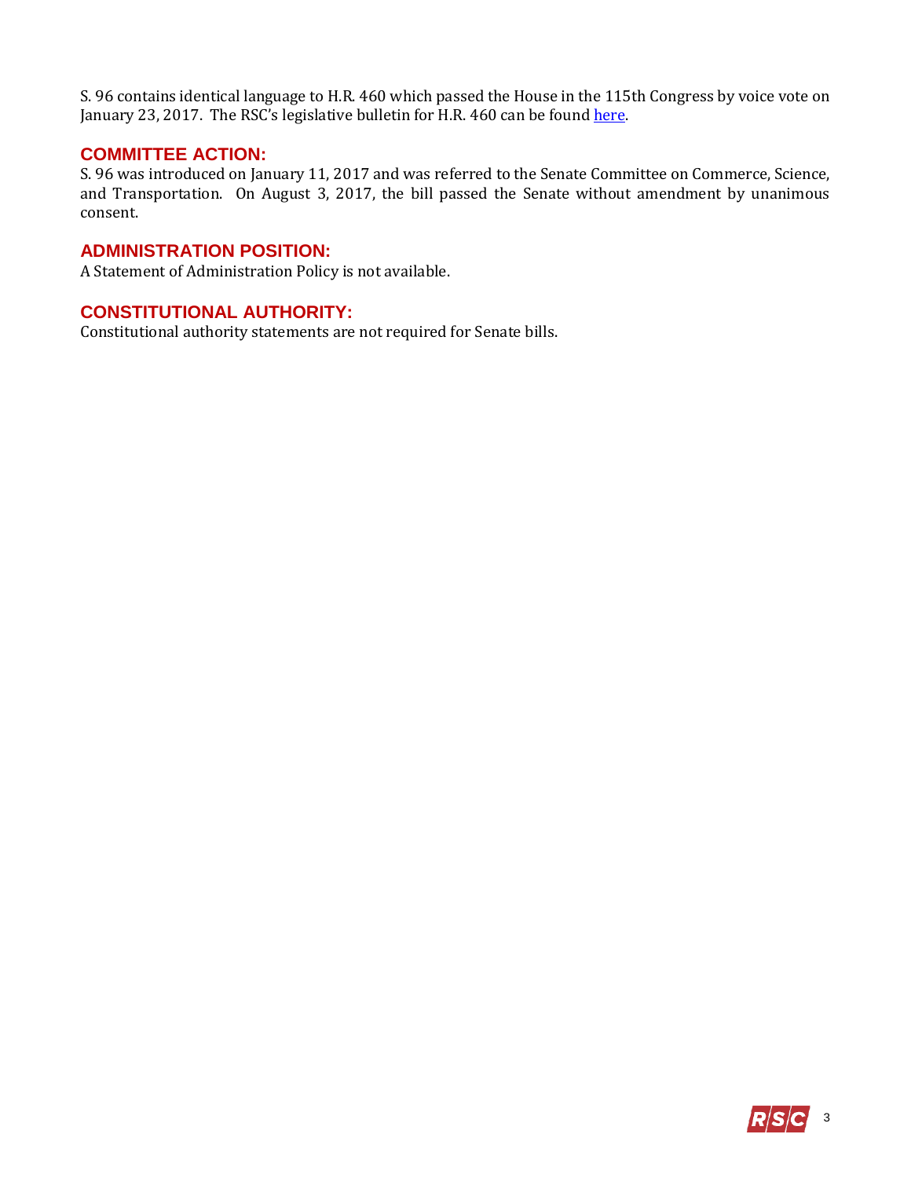S. 96 contains identical language to H.R. 460 which passed the House in the 115th Congress by voice vote on January 23, 2017. The RSC's legislative bulletin for H.R. 460 can be found here.

## COMMITTEE ACTION:

S. 96 was introduced on January 11, 2017 and was referred to the Senate Committee on Commerce, Science, and Transportation. On August 3, 2017, the bill passed the Senate without amendment by unanimous consent.

## ADMINISTRATION POSITION:

A Statement of Administration Policy is not available.

## CONSTITUTIONAL AUTHORITY:

Constitutional authority statements are not required for Senate bills.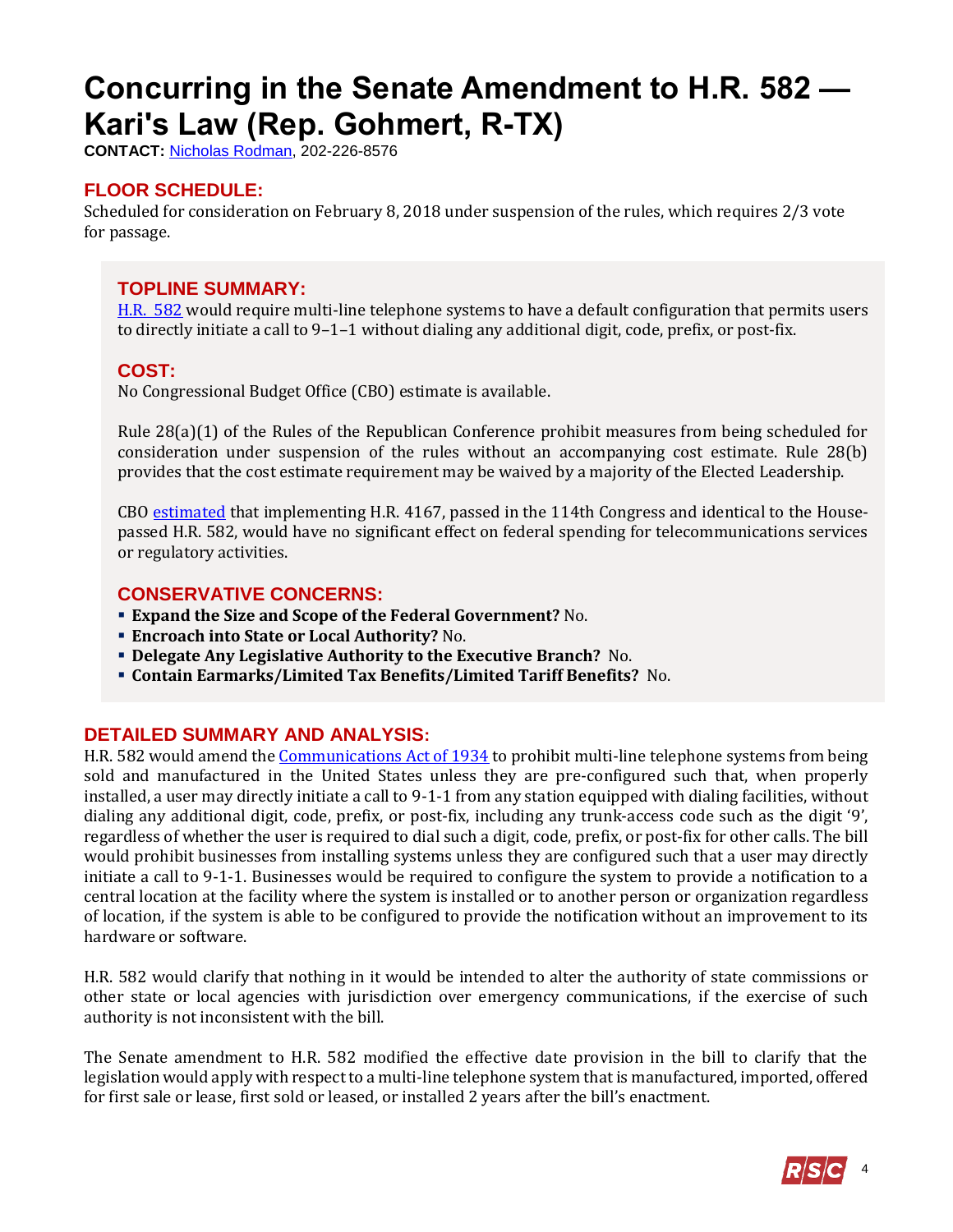# Concurring in the Senate Amendment to H.R. 582 — Kari's Law (Rep. Gohmert, R-TX)

**CONTACT:** Nicholas Rodman, 202-226-8576

## FLOOR SCHEDULE:

Scheduled for consideration on February 8, 2018 under suspension of the rules, which requires 2/3 vote for passage.

## TOPLINE SUMMARY:

H.R. 582 would require multi-line telephone systems to have a default configuration that permits users to directly initiate a call to 9–1–1 without dialing any additional digit, code, prefix, or post-fix.

## COST:

No Congressional Budget Office (CBO) estimate is available.

Rule 28(a)(1) of the Rules of the Republican Conference prohibit measures from being scheduled for consideration under suspension of the rules without an accompanying cost estimate. Rule 28(b) provides that the cost estimate requirement may be waived by a majority of the Elected Leadership.

CBO estimated that implementing H.R. 4167, passed in the 114th Congress and identical to the House-passed H.R. 582, would have no significant effect on federal spending for telecommunications services or regulatory activities.

## CONSERVATIVE CONCERNS:

- **Expand the Size and Scope of the Federal Government?** No.
- **Encroach into State or Local Authority?** No.
- **Delegate Any Legislative Authority to the Executive Branch?** No.
- **Contain Earmarks/Limited Tax Benefits/Limited Tariff Benefits?** No.

## DETAILED SUMMARY AND ANALYSIS:

H.R. 582 would amend the Communications Act of 1934 to prohibit multi-line telephone systems from being sold and manufactured in the United States unless they are pre-configured such that, when properly installed, a user may directly initiate a call to 9-1-1 from any station equipped with dialing facilities, without dialing any additional digit, code, prefix, or post-fix, including any trunk-access code such as the digit '9', regardless of whether the user is required to dial such a digit, code, prefix, or post-fix for other calls. The bill would prohibit businesses from installing systems unless they are configured such that a user may directly initiate a call to 9-1-1. Businesses would be required to configure the system to provide a notification to a central location at the facility where the system is installed or to another person or organization regardless of location, if the system is able to be configured to provide the notification without an improvement to its hardware or software.

H.R. 582 would clarify that nothing in it would be intended to alter the authority of state commissions or other state or local agencies with jurisdiction over emergency communications, if the exercise of such authority is not inconsistent with the bill.

The Senate amendment to H.R. 582 modified the effective date provision in the bill to clarify that the legislation would apply with respect to a multi-line telephone system that is manufactured, imported, offered for first sale or lease, first sold or leased, or installed 2 years after the bill's enactment.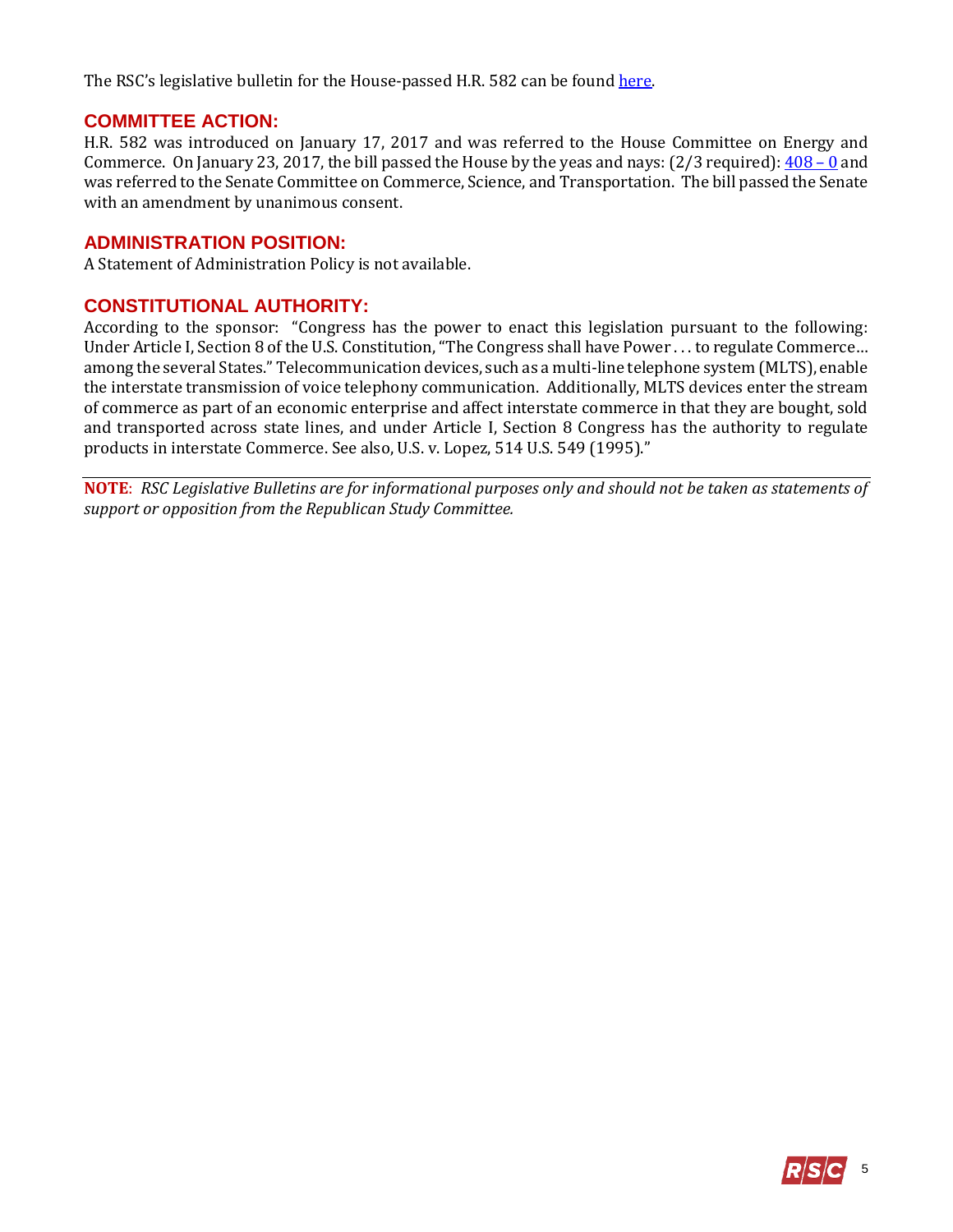The RSC's legislative bulletin for the House-passed H.R. 582 can be found [here](#).

## COMMITTEE ACTION:

H.R. 582 was introduced on January 17, 2017 and was referred to the House Committee on Energy and Commerce. On January 23, 2017, the bill passed the House by the yeas and nays: (2/3 required): [408 – 0](#) and was referred to the Senate Committee on Commerce, Science, and Transportation. The bill passed the Senate with an amendment by unanimous consent.

## ADMINISTRATION POSITION:

A Statement of Administration Policy is not available.

## CONSTITUTIONAL AUTHORITY:

According to the sponsor: "Congress has the power to enact this legislation pursuant to the following: Under Article I, Section 8 of the U.S. Constitution, "The Congress shall have Power . . . to regulate Commerce… among the several States." Telecommunication devices, such as a multi-line telephone system (MLTS), enable the interstate transmission of voice telephony communication. Additionally, MLTS devices enter the stream of commerce as part of an economic enterprise and affect interstate commerce in that they are bought, sold and transported across state lines, and under Article I, Section 8 Congress has the authority to regulate products in interstate Commerce. See also, U.S. v. Lopez, 514 U.S. 549 (1995)."

---

**NOTE**: *RSC Legislative Bulletins are for informational purposes only and should not be taken as statements of support or opposition from the Republican Study Committee.*